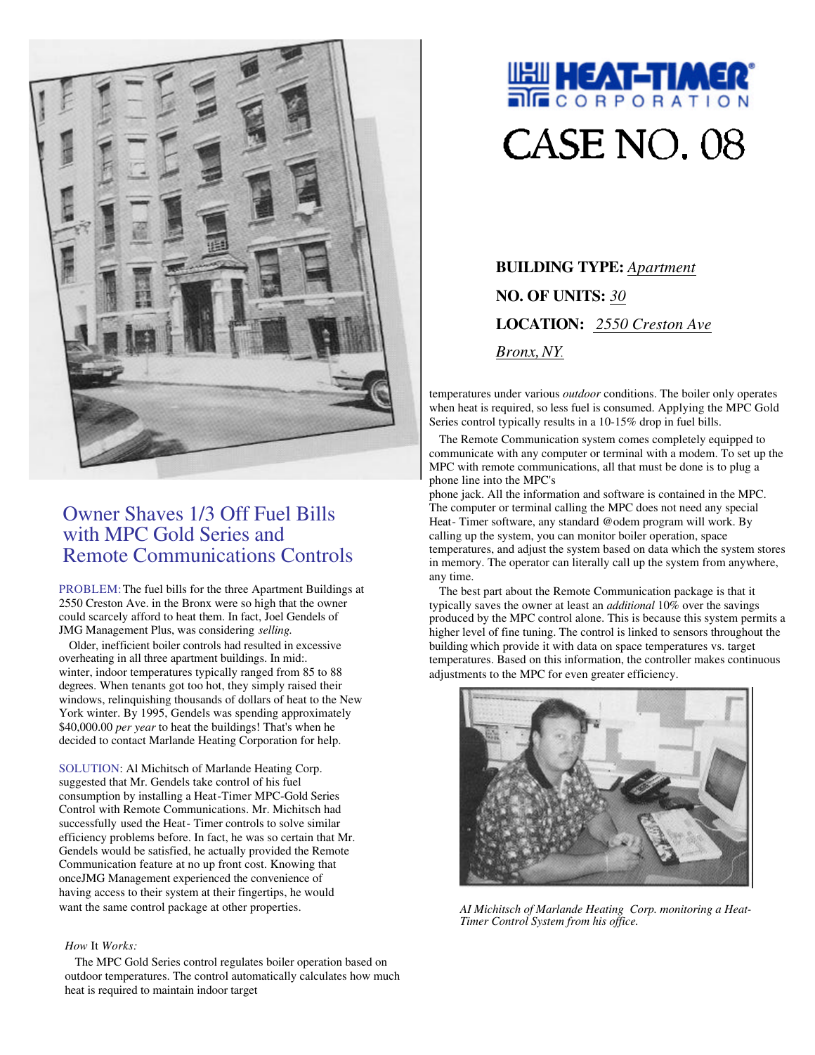# HEAT-TIMER CORPORATION

# CASE NO. 08

**BUILDING TYPE:** *Apartment*

**NO. OF UNITS:** *30*

**LOCATION:** *2550 Creston Ave Bronx, NY.*

## Owner Shaves 1/3 Off Fuel Bills with MPC Gold Series and Remote Communications Controls

PROBLEM: The fuel bills for the three Apartment Buildings at 2550 Creston Ave. in the Bronx were so high that the owner could scarcely afford to heat them. In fact, Joel Gendels of JMG Management Plus, was considering *selling.*

Older, inefficient boiler controls had resulted in excessive overheating in all three apartment buildings. In mid:. winter, indoor temperatures typically ranged from 85 to 88 degrees. When tenants got too hot, they simply raised their windows, relinquishing thousands of dollars of heat to the New York winter. By 1995, Gendels was spending approximately $40,000.00 *per year* to heat the buildings! That's when he decided to contact Marlande Heating Corporation for help.

SOLUTION: Al Michitsch of Marlande Heating Corp. suggested that Mr. Gendels take control of his fuel consumption by installing a Heat-Timer MPC-Gold Series Control with Remote Communications. Mr. Michitsch had successfully used the Heat- Timer controls to solve similar efficiency problems before. In fact, he was so certain that Mr. Gendels would be satisfied, he actually provided the Remote Communication feature at no up front cost. Knowing that onceJMG Management experienced the convenience of having access to their system at their fingertips, he would want the same control package at other properties.

*How* It *Works:*

The MPC Gold Series control regulates boiler operation based on outdoor temperatures. The control automatically calculates how much heat is required to maintain indoor target temperatures under various *outdoor* conditions. The boiler only operates when heat is required, so less fuel is consumed. Applying the MPC Gold Series control typically results in a 10-15% drop in fuel bills.

The Remote Communication system comes completely equipped to communicate with any computer or terminal with a modem. To set up the MPC with remote communications, all that must be done is to plug a phone line into the MPC's phone jack. All the information and software is contained in the MPC. The computer or terminal calling the MPC does not need any special Heat- Timer software, any standard @odem program will work. By calling up the system, you can monitor boiler operation, space temperatures, and adjust the system based on data which the system stores in memory. The operator can literally call up the system from anywhere, any time.

The best part about the Remote Communication package is that it typically saves the owner at least an *additional* 10% over the savings produced by the MPC control alone. This is because this system permits a higher level of fine tuning. The control is linked to sensors throughout the building which provide it with data on space temperatures vs. target temperatures. Based on this information, the controller makes continuous adjustments to the MPC for even greater efficiency.

*AI Michitsch of Marlande Heating Corp. monitoring a Heat-Timer Control System from his office.*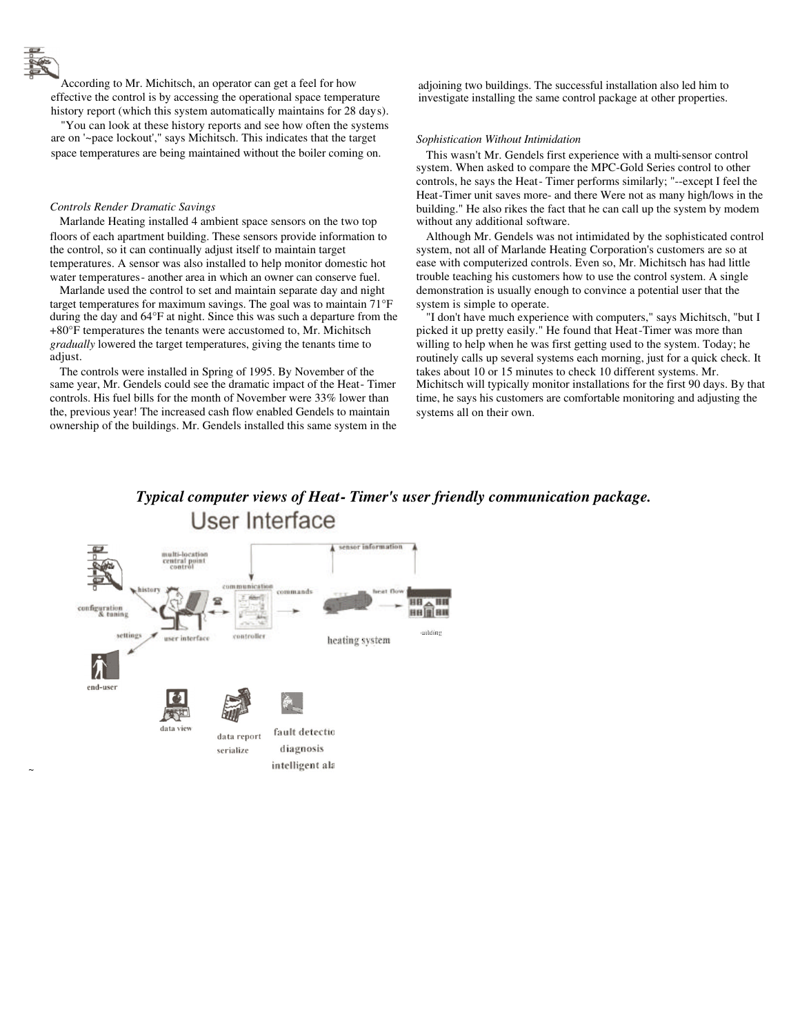According to Mr. Michitsch, an operator can get a feel for how effective the control is by accessing the operational space temperature history report (which this system automatically maintains for 28 days).

"You can look at these history reports and see how often the systems are on '~pace lockout'," says Michitsch. This indicates that the target space temperatures are being maintained without the boiler coming on.

*Controls Render Dramatic Savings*

Marlande Heating installed 4 ambient space sensors on the two top floors of each apartment building. These sensors provide information to the control, so it can continually adjust itself to maintain target temperatures. A sensor was also installed to help monitor domestic hot water temperatures- another area in which an owner can conserve fuel.

Marlande used the control to set and maintain separate day and night target temperatures for maximum savings. The goal was to maintain 71°F during the day and 64°F at night. Since this was such a departure from the +80°F temperatures the tenants were accustomed to, Mr. Michitsch *gradually* lowered the target temperatures, giving the tenants time to adjust.

The controls were installed in Spring of 1995. By November of the same year, Mr. Gendels could see the dramatic impact of the Heat- Timer controls. His fuel bills for the month of November were 33% lower than the, previous year! The increased cash flow enabled Gendels to maintain ownership of the buildings. Mr. Gendels installed this same system in the adjoining two buildings. The successful installation also led him to investigate installing the same control package at other properties.

*Sophistication Without Intimidation*

This wasn't Mr. Gendels first experience with a multi-sensor control system. When asked to compare the MPC-Gold Series control to other controls, he says the Heat- Timer performs similarly; "--except I feel the Heat-Timer unit saves more- and there Were not as many high/lows in the building." He also rikes the fact that he can call up the system by modem without any additional software.

Although Mr. Gendels was not intimidated by the sophisticated control system, not all of Marlande Heating Corporation's customers are so at ease with computerized controls. Even so, Mr. Michitsch has had little trouble teaching his customers how to use the control system. A single demonstration is usually enough to convince a potential user that the system is simple to operate.

"I don't have much experience with computers," says Michitsch, "but I picked it up pretty easily." He found that Heat-Timer was more than willing to help when he was first getting used to the system. Today; he routinely calls up several systems each morning, just for a quick check. It takes about 10 or 15 minutes to check 10 different systems. Mr. Michitsch will typically monitor installations for the first 90 days. By that time, he says his customers are comfortable monitoring and adjusting the systems all on their own.

***Typical computer views of Heat- Timer's user friendly communication package.***

User Interface

multi-location central point control

history

configuration & tuning

settings

end-user

user interface

communication

controller

commands

sensor information

heat flow

heating system

building

data view

data report serialize

fault detectio diagnosis intelligent ala